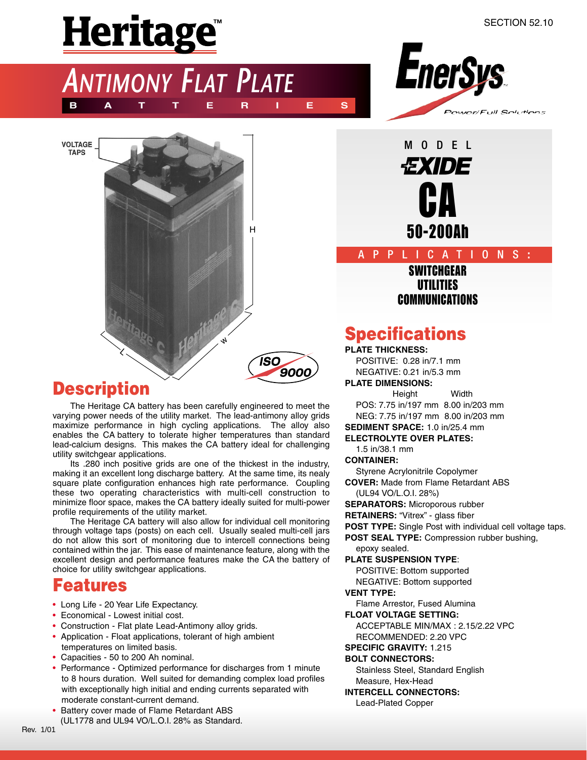SECTION 52.10

# Heritage™

## ANTIMONY FLAT PLATE

B A T T E R I E S

EnerSys™

Power/Full Solutions

VOLTAGE TAPS

H

W

L

ISO 9000

MODEL

EXIDE

# CA

## 50-200Ah

APPLICATIONS:

**SWITCHGEAR**
**UTILITIES**
**COMMUNICATIONS**

## Description

The Heritage CA battery has been carefully engineered to meet the varying power needs of the utility market. The lead-antimony alloy grids maximize performance in high cycling applications. The alloy also enables the CA battery to tolerate higher temperatures than standard lead-calcium designs. This makes the CA battery ideal for challenging utility switchgear applications.

Its .280 inch positive grids are one of the thickest in the industry, making it an excellent long discharge battery. At the same time, its nealy square plate configuration enhances high rate performance. Coupling these two operating characteristics with multi-cell construction to minimize floor space, makes the CA battery ideally suited for multi-power profile requirements of the utility market.

The Heritage CA battery will also allow for individual cell monitoring through voltage taps (posts) on each cell. Usually sealed multi-cell jars do not allow this sort of monitoring due to intercell connections being contained within the jar. This ease of maintenance feature, along with the excellent design and performance features make the CA the battery of choice for utility switchgear applications.

## Features

- Long Life - 20 Year Life Expectancy.
- Economical - Lowest initial cost.
- Construction - Flat plate Lead-Antimony alloy grids.
- Application - Float applications, tolerant of high ambient temperatures on limited basis.
- Capacities - 50 to 200 Ah nominal.
- Performance - Optimized performance for discharges from 1 minute to 8 hours duration. Well suited for demanding complex load profiles with exceptionally high initial and ending currents separated with moderate constant-current demand.
- Battery cover made of Flame Retardant ABS (UL1778 and UL94 VO/L.O.I. 28% as Standard.

## Specifications

**PLATE THICKNESS:**
POSITIVE: 0.28 in/7.1 mm
NEGATIVE: 0.21 in/5.3 mm

**PLATE DIMENSIONS:**

| | Height | Width |
|---|---|---|
| POS: | 7.75 in/197 mm | 8.00 in/203 mm |
| NEG: | 7.75 in/197 mm | 8.00 in/203 mm |

**SEDIMENT SPACE:** 1.0 in/25.4 mm

**ELECTROLYTE OVER PLATES:**
1.5 in/38.1 mm

**CONTAINER:**
Styrene Acrylonitrile Copolymer

**COVER:** Made from Flame Retardant ABS (UL94 VO/L.O.I. 28%)

**SEPARATORS:** Microporous rubber

**RETAINERS:** "Vitrex" - glass fiber

**POST TYPE:** Single Post with individual cell voltage taps.

**POST SEAL TYPE:** Compression rubber bushing, epoxy sealed.

**PLATE SUSPENSION TYPE:**
POSITIVE: Bottom supported
NEGATIVE: Bottom supported

**VENT TYPE:**
Flame Arrestor, Fused Alumina

**FLOAT VOLTAGE SETTING:**
ACCEPTABLE MIN/MAX : 2.15/2.22 VPC
RECOMMENDED: 2.20 VPC

**SPECIFIC GRAVITY:** 1.215

**BOLT CONNECTORS:**
Stainless Steel, Standard English Measure, Hex-Head

**INTERCELL CONNECTORS:**
Lead-Plated Copper

Rev. 1/01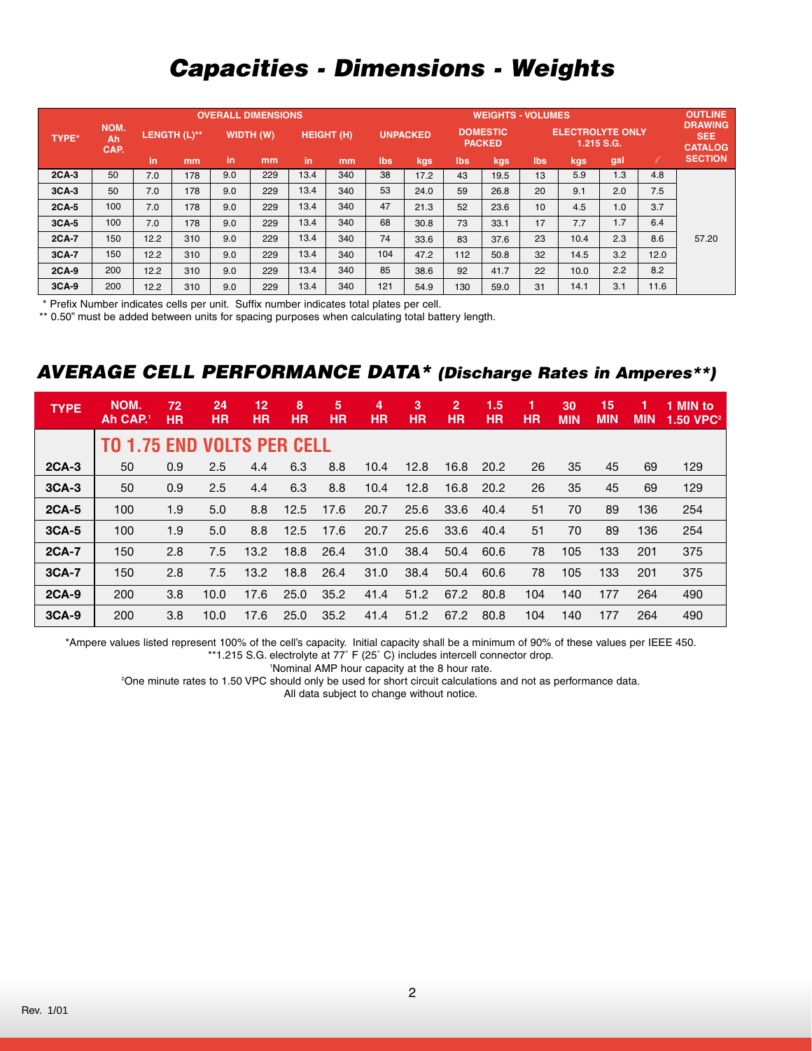# *Capacities - Dimensions - Weights*

| TYPE* | NOM. Ah CAP. | OVERALL DIMENSIONS | | | | | | WEIGHTS - VOLUMES | | | | | | | | OUTLINE DRAWING SEE CATALOG SECTION |
|---|---|---|---|---|---|---|---|---|---|---|---|---|---|---|---|---|
| | | LENGTH (L)** | | WIDTH (W) | | HEIGHT (H) | | UNPACKED | | DOMESTIC PACKED | | ELECTROLYTE ONLY 1.215 S.G. | | | | |
| | | in | mm | in | mm | in | mm | lbs | kgs | lbs | kgs | lbs | kgs | gal | ℓ | |
| 2CA-3 | 50 | 7.0 | 178 | 9.0 | 229 | 13.4 | 340 | 38 | 17.2 | 43 | 19.5 | 13 | 5.9 | 1.3 | 4.8 | 57.20 |
| 3CA-3 | 50 | 7.0 | 178 | 9.0 | 229 | 13.4 | 340 | 53 | 24.0 | 59 | 26.8 | 20 | 9.1 | 2.0 | 7.5 | |
| 2CA-5 | 100 | 7.0 | 178 | 9.0 | 229 | 13.4 | 340 | 47 | 21.3 | 52 | 23.6 | 10 | 4.5 | 1.0 | 3.7 | |
| 3CA-5 | 100 | 7.0 | 178 | 9.0 | 229 | 13.4 | 340 | 68 | 30.8 | 73 | 33.1 | 17 | 7.7 | 1.7 | 6.4 | |
| 2CA-7 | 150 | 12.2 | 310 | 9.0 | 229 | 13.4 | 340 | 74 | 33.6 | 83 | 37.6 | 23 | 10.4 | 2.3 | 8.6 | |
| 3CA-7 | 150 | 12.2 | 310 | 9.0 | 229 | 13.4 | 340 | 104 | 47.2 | 112 | 50.8 | 32 | 14.5 | 3.2 | 12.0 | |
| 2CA-9 | 200 | 12.2 | 310 | 9.0 | 229 | 13.4 | 340 | 85 | 38.6 | 92 | 41.7 | 22 | 10.0 | 2.2 | 8.2 | |
| 3CA-9 | 200 | 12.2 | 310 | 9.0 | 229 | 13.4 | 340 | 121 | 54.9 | 130 | 59.0 | 31 | 14.1 | 3.1 | 11.6 | |

\* Prefix Number indicates cells per unit. Suffix number indicates total plates per cell.

\** 0.50" must be added between units for spacing purposes when calculating total battery length.

## *AVERAGE CELL PERFORMANCE DATA\* (Discharge Rates in Amperes\*\*)*

| TYPE | NOM. Ah CAP.[1] | 72 HR | 24 HR | 12 HR | 8 HR | 5 HR | 4 HR | 3 HR | 2 HR | 1.5 HR | 1 HR | 30 MIN | 15 MIN | 1 MIN | 1 MIN to 1.50 VPC[2] |
|---|---|---|---|---|---|---|---|---|---|---|---|---|---|---|---|
| | **TO 1.75 END VOLTS PER CELL** | | | | | | | | | | | | | | |
| 2CA-3 | 50 | 0.9 | 2.5 | 4.4 | 6.3 | 8.8 | 10.4 | 12.8 | 16.8 | 20.2 | 26 | 35 | 45 | 69 | 129 |
| 3CA-3 | 50 | 0.9 | 2.5 | 4.4 | 6.3 | 8.8 | 10.4 | 12.8 | 16.8 | 20.2 | 26 | 35 | 45 | 69 | 129 |
| 2CA-5 | 100 | 1.9 | 5.0 | 8.8 | 12.5 | 17.6 | 20.7 | 25.6 | 33.6 | 40.4 | 51 | 70 | 89 | 136 | 254 |
| 3CA-5 | 100 | 1.9 | 5.0 | 8.8 | 12.5 | 17.6 | 20.7 | 25.6 | 33.6 | 40.4 | 51 | 70 | 89 | 136 | 254 |
| 2CA-7 | 150 | 2.8 | 7.5 | 13.2 | 18.8 | 26.4 | 31.0 | 38.4 | 50.4 | 60.6 | 78 | 105 | 133 | 201 | 375 |
| 3CA-7 | 150 | 2.8 | 7.5 | 13.2 | 18.8 | 26.4 | 31.0 | 38.4 | 50.4 | 60.6 | 78 | 105 | 133 | 201 | 375 |
| 2CA-9 | 200 | 3.8 | 10.0 | 17.6 | 25.0 | 35.2 | 41.4 | 51.2 | 67.2 | 80.8 | 104 | 140 | 177 | 264 | 490 |
| 3CA-9 | 200 | 3.8 | 10.0 | 17.6 | 25.0 | 35.2 | 41.4 | 51.2 | 67.2 | 80.8 | 104 | 140 | 177 | 264 | 490 |

\*Ampere values listed represent 100% of the cell's capacity. Initial capacity shall be a minimum of 90% of these values per IEEE 450.

\**1.215 S.G. electrolyte at 77˚ F (25˚ C) includes intercell connector drop.

[1]Nominal AMP hour capacity at the 8 hour rate.

[2]One minute rates to 1.50 VPC should only be used for short circuit calculations and not as performance data.

All data subject to change without notice.

Rev. 1/01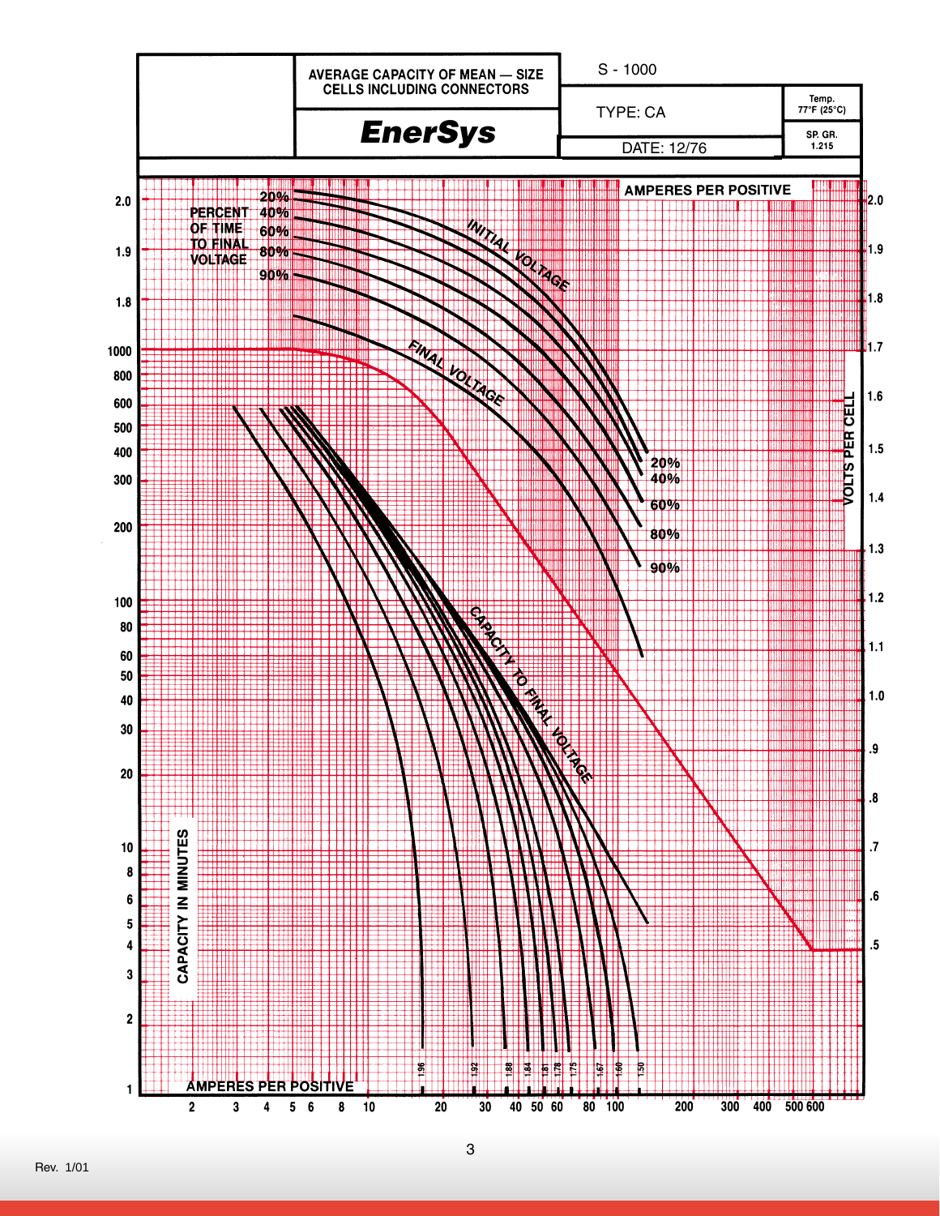AVERAGE CAPACITY OF MEAN — SIZE CELLS INCLUDING CONNECTORS

**EnerSys**

S - 1000

TYPE: CA

DATE: 12/76

Temp. 77°F (25°C)

SP. GR. 1.215

AMPERES PER POSITIVE

PERCENT OF TIME TO FINAL VOLTAGE

20%
40%
60%
80%
90%

INITIAL VOLTAGE

FINAL VOLTAGE

CAPACITY TO FINAL VOLTAGE

20%
40%
60%
80%
90%

VOLTS PER CELL

2.0
1.9
1.8
1.7
1.6
1.5
1.4
1.3
1.2
1.1
1.0
.9
.8
.7
.6
.5

CAPACITY IN MINUTES

1000
800
600
500
400
300
200
100
80
60
50
40
30
20
10
8
6
5
4
3
2
1

1.96
1.92
1.88
1.84
1.81
1.78
1.75
1.67
1.60
1.50

AMPERES PER POSITIVE

2
3
4
5
6
8
10
20
30
40
50
60
80
100
200
300
400
500
600

Rev. 1/01